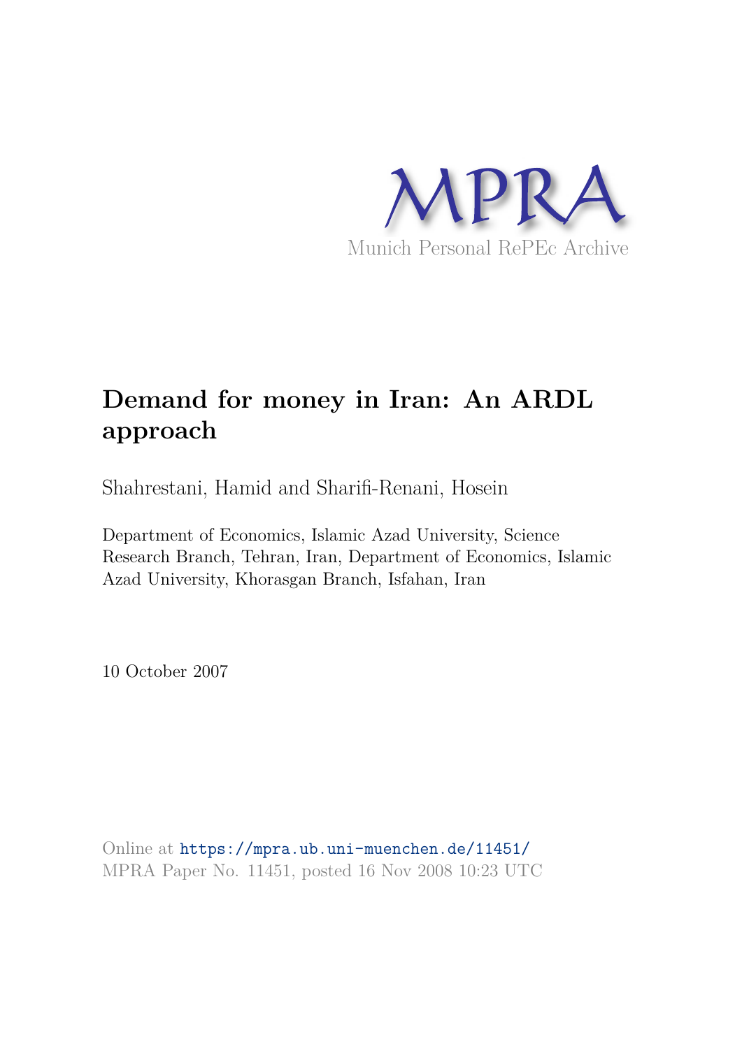MPRA

Munich Personal RePEc Archive

# Demand for money in Iran: An ARDL approach

Shahrestani, Hamid and Sharifi-Renani, Hosein

Department of Economics, Islamic Azad University, Science Research Branch, Tehran, Iran, Department of Economics, Islamic Azad University, Khorasgan Branch, Isfahan, Iran

10 October 2007

Online at https://mpra.ub.uni-muenchen.de/11451/
MPRA Paper No. 11451, posted 16 Nov 2008 10:23 UTC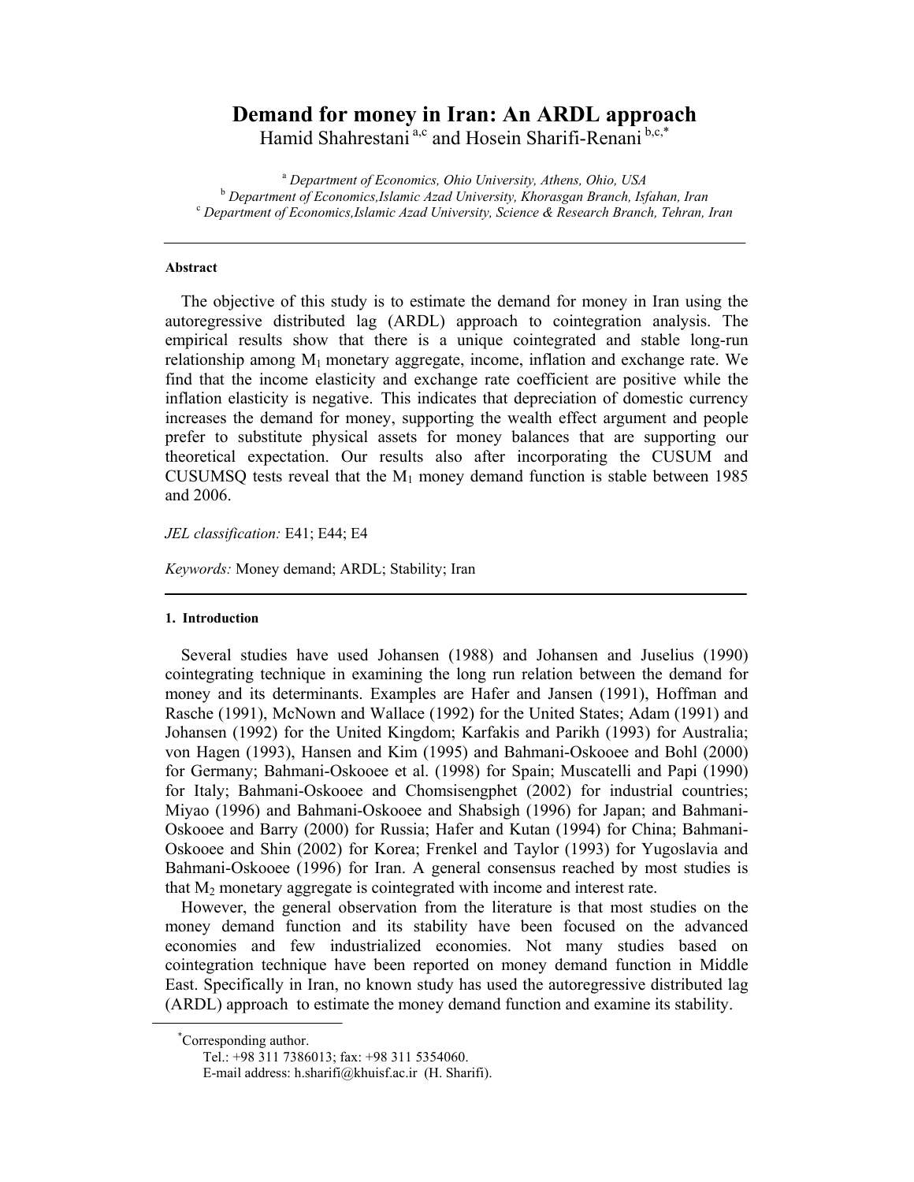# Demand for money in Iran: An ARDL approach

Hamid Shahrestani [a,c] and Hosein Sharifi-Renani [b,c,*]

[a] *Department of Economics, Ohio University, Athens, Ohio, USA*
[b] *Department of Economics,Islamic Azad University, Khorasgan Branch, Isfahan, Iran*
[c] *Department of Economics,Islamic Azad University, Science & Research Branch, Tehran, Iran*

---

**Abstract**

The objective of this study is to estimate the demand for money in Iran using the autoregressive distributed lag (ARDL) approach to cointegration analysis. The empirical results show that there is a unique cointegrated and stable long-run relationship among $M_1$ monetary aggregate, income, inflation and exchange rate. We find that the income elasticity and exchange rate coefficient are positive while the inflation elasticity is negative. This indicates that depreciation of domestic currency increases the demand for money, supporting the wealth effect argument and people prefer to substitute physical assets for money balances that are supporting our theoretical expectation. Our results also after incorporating the CUSUM and CUSUMSQ tests reveal that the $M_1$ money demand function is stable between 1985 and 2006.

*JEL classification:* E41; E44; E4

*Keywords:* Money demand; ARDL; Stability; Iran

---

#### 1. Introduction

Several studies have used Johansen (1988) and Johansen and Juselius (1990) cointegrating technique in examining the long run relation between the demand for money and its determinants. Examples are Hafer and Jansen (1991), Hoffman and Rasche (1991), McNown and Wallace (1992) for the United States; Adam (1991) and Johansen (1992) for the United Kingdom; Karfakis and Parikh (1993) for Australia; von Hagen (1993), Hansen and Kim (1995) and Bahmani-Oskooee and Bohl (2000) for Germany; Bahmani-Oskooee et al. (1998) for Spain; Muscatelli and Papi (1990) for Italy; Bahmani-Oskooee and Chomsisengphet (2002) for industrial countries; Miyao (1996) and Bahmani-Oskooee and Shabsigh (1996) for Japan; and Bahmani-Oskooee and Barry (2000) for Russia; Hafer and Kutan (1994) for China; Bahmani-Oskooee and Shin (2002) for Korea; Frenkel and Taylor (1993) for Yugoslavia and Bahmani-Oskooee (1996) for Iran. A general consensus reached by most studies is that $M_2$ monetary aggregate is cointegrated with income and interest rate.

However, the general observation from the literature is that most studies on the money demand function and its stability have been focused on the advanced economies and few industrialized economies. Not many studies based on cointegration technique have been reported on money demand function in Middle East. Specifically in Iran, no known study has used the autoregressive distributed lag (ARDL) approach to estimate the money demand function and examine its stability.

---

[*] Corresponding author.
Tel.: +98 311 7386013; fax: +98 311 5354060.
E-mail address: h.sharifi@khuisf.ac.ir (H. Sharifi).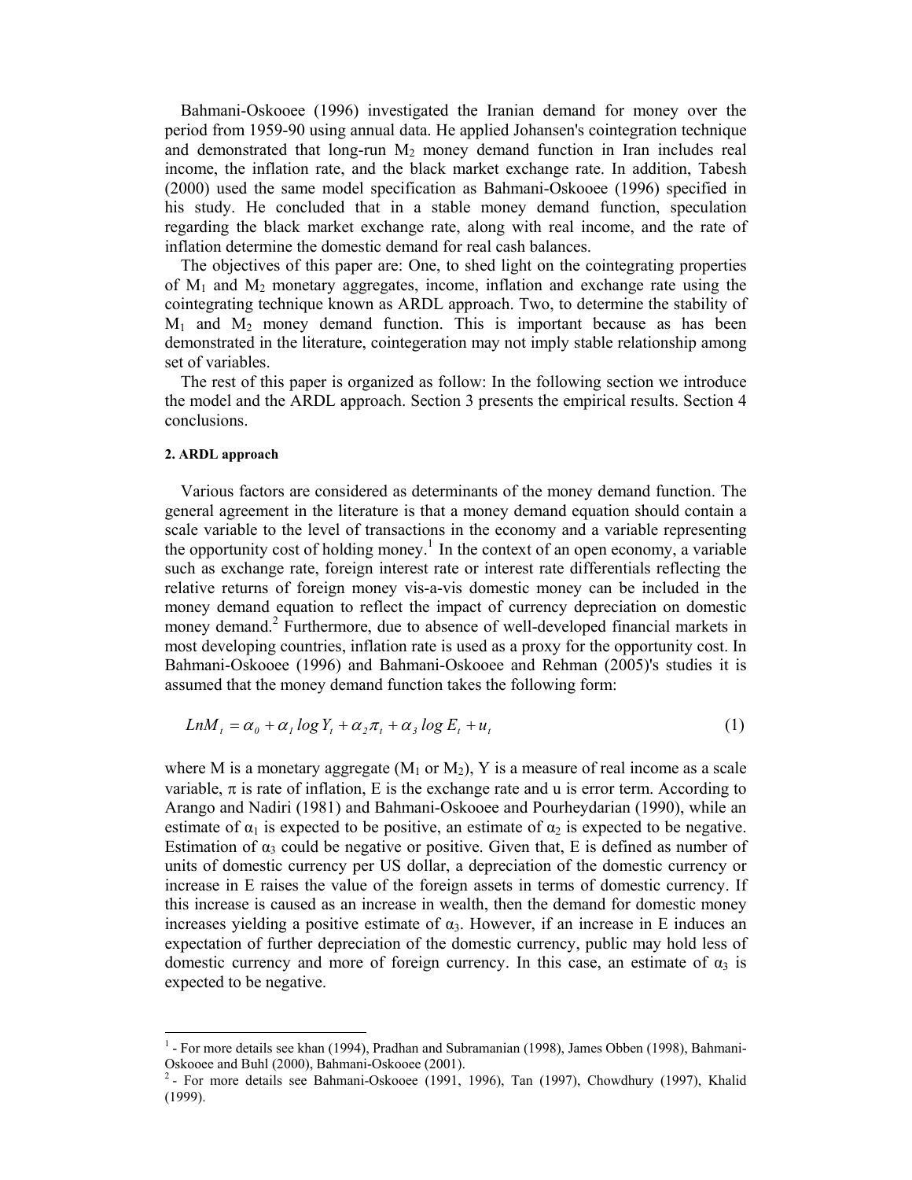Bahmani-Oskooee (1996) investigated the Iranian demand for money over the period from 1959-90 using annual data. He applied Johansen's cointegration technique and demonstrated that long-run $M_2$ money demand function in Iran includes real income, the inflation rate, and the black market exchange rate. In addition, Tabesh (2000) used the same model specification as Bahmani-Oskooee (1996) specified in his study. He concluded that in a stable money demand function, speculation regarding the black market exchange rate, along with real income, and the rate of inflation determine the domestic demand for real cash balances.

The objectives of this paper are: One, to shed light on the cointegrating properties of $M_1$ and $M_2$ monetary aggregates, income, inflation and exchange rate using the cointegrating technique known as ARDL approach. Two, to determine the stability of $M_1$ and $M_2$ money demand function. This is important because as has been demonstrated in the literature, cointegration may not imply stable relationship among set of variables.

The rest of this paper is organized as follow: In the following section we introduce the model and the ARDL approach. Section 3 presents the empirical results. Section 4 conclusions.

#### 2. ARDL approach

Various factors are considered as determinants of the money demand function. The general agreement in the literature is that a money demand equation should contain a scale variable to the level of transactions in the economy and a variable representing the opportunity cost of holding money.[1] In the context of an open economy, a variable such as exchange rate, foreign interest rate or interest rate differentials reflecting the relative returns of foreign money vis-a-vis domestic money can be included in the money demand equation to reflect the impact of currency depreciation on domestic money demand.[2] Furthermore, due to absence of well-developed financial markets in most developing countries, inflation rate is used as a proxy for the opportunity cost. In Bahmani-Oskooee (1996) and Bahmani-Oskooee and Rehman (2005)'s studies it is assumed that the money demand function takes the following form:

$$LnM_t = \alpha_0 + \alpha_1 \log Y_t + \alpha_2 \pi_t + \alpha_3 \log E_t + u_t \tag{1}$$

where M is a monetary aggregate ($M_1$ or $M_2$), Y is a measure of real income as a scale variable, $\pi$ is rate of inflation, E is the exchange rate and u is error term. According to Arango and Nadiri (1981) and Bahmani-Oskooee and Pourheydarian (1990), while an estimate of $\alpha_1$ is expected to be positive, an estimate of $\alpha_2$ is expected to be negative. Estimation of $\alpha_3$ could be negative or positive. Given that, E is defined as number of units of domestic currency per US dollar, a depreciation of the domestic currency or increase in E raises the value of the foreign assets in terms of domestic currency. If this increase is caused as an increase in wealth, then the demand for domestic money increases yielding a positive estimate of $\alpha_3$. However, if an increase in E induces an expectation of further depreciation of the domestic currency, public may hold less of domestic currency and more of foreign currency. In this case, an estimate of $\alpha_3$ is expected to be negative.

---

[1] - For more details see khan (1994), Pradhan and Subramanian (1998), James Obben (1998), Bahmani-Oskooee and Buhl (2000), Bahmani-Oskooee (2001).

[2] - For more details see Bahmani-Oskooee (1991, 1996), Tan (1997), Chowdhury (1997), Khalid (1999).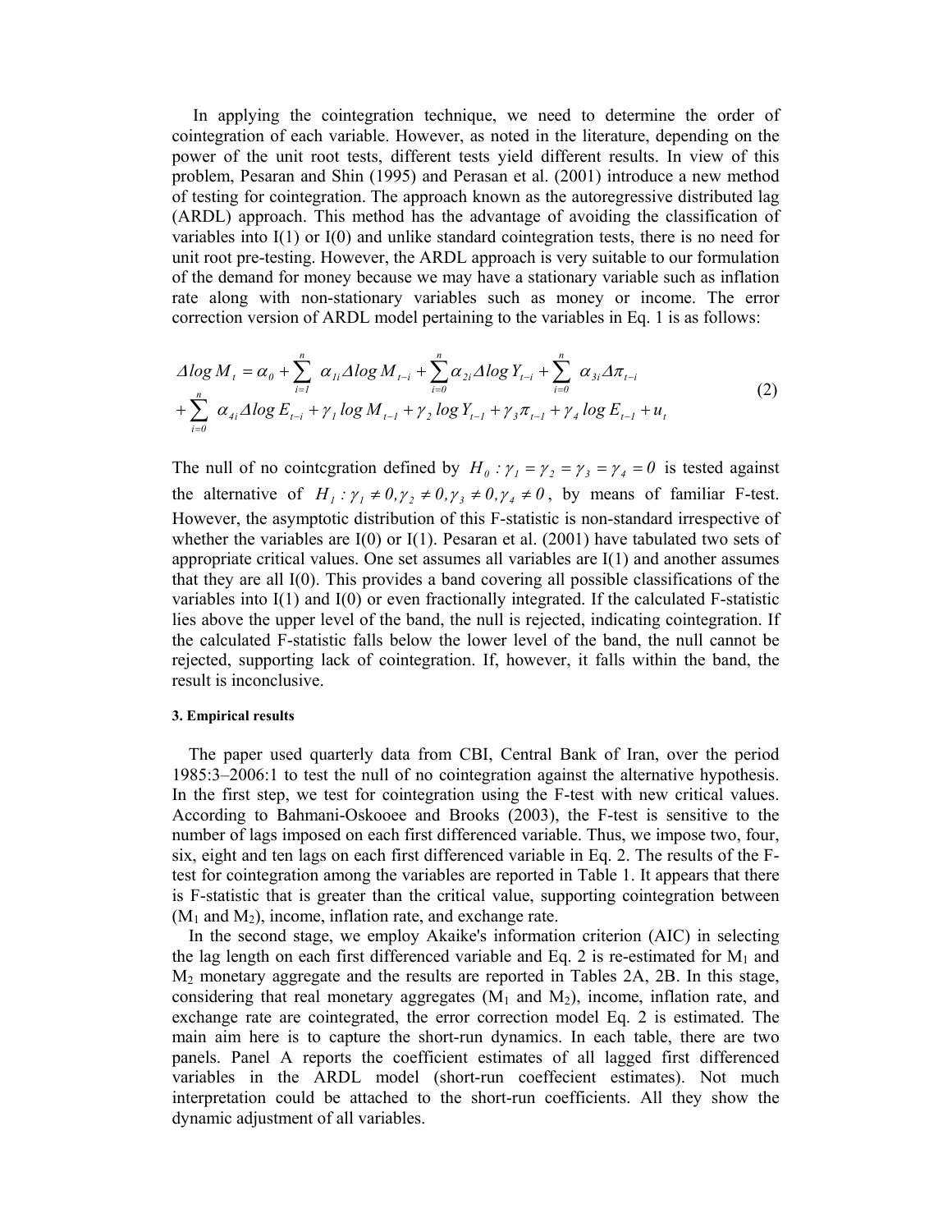In applying the cointegration technique, we need to determine the order of cointegration of each variable. However, as noted in the literature, depending on the power of the unit root tests, different tests yield different results. In view of this problem, Pesaran and Shin (1995) and Perasan et al. (2001) introduce a new method of testing for cointegration. The approach known as the autoregressive distributed lag (ARDL) approach. This method has the advantage of avoiding the classification of variables into I(1) or I(0) and unlike standard cointegration tests, there is no need for unit root pre-testing. However, the ARDL approach is very suitable to our formulation of the demand for money because we may have a stationary variable such as inflation rate along with non-stationary variables such as money or income. The error correction version of ARDL model pertaining to the variables in Eq. 1 is as follows:

$$
\begin{aligned}
\Delta \log M_t &= \alpha_0 + \sum_{i=1}^{n} \alpha_{1i} \Delta \log M_{t-i} + \sum_{i=0}^{n} \alpha_{2i} \Delta \log Y_{t-i} + \sum_{i=0}^{n} \alpha_{3i} \Delta \pi_{t-i} \\
&+ \sum_{i=0}^{n} \alpha_{4i} \Delta \log E_{t-i} + \gamma_1 \log M_{t-1} + \gamma_2 \log Y_{t-1} + \gamma_3 \pi_{t-1} + \gamma_4 \log E_{t-1} + u_t
\end{aligned} \tag{2}
$$

The null of no cointcgration defined by $H_0 : \gamma_1 = \gamma_2 = \gamma_3 = \gamma_4 = 0$ is tested against the alternative of $H_1 : \gamma_1 \neq 0, \gamma_2 \neq 0, \gamma_3 \neq 0, \gamma_4 \neq 0$, by means of familiar F-test. However, the asymptotic distribution of this F-statistic is non-standard irrespective of whether the variables are I(0) or I(1). Pesaran et al. (2001) have tabulated two sets of appropriate critical values. One set assumes all variables are I(1) and another assumes that they are all I(0). This provides a band covering all possible classifications of the variables into I(1) and I(0) or even fractionally integrated. If the calculated F-statistic lies above the upper level of the band, the null is rejected, indicating cointegration. If the calculated F-statistic falls below the lower level of the band, the null cannot be rejected, supporting lack of cointegration. If, however, it falls within the band, the result is inconclusive.

#### 3. Empirical results

The paper used quarterly data from CBI, Central Bank of Iran, over the period 1985:3–2006:1 to test the null of no cointegration against the alternative hypothesis. In the first step, we test for cointegration using the F-test with new critical values. According to Bahmani-Oskooee and Brooks (2003), the F-test is sensitive to the number of lags imposed on each first differenced variable. Thus, we impose two, four, six, eight and ten lags on each first differenced variable in Eq. 2. The results of the F-test for cointegration among the variables are reported in Table 1. It appears that there is F-statistic that is greater than the critical value, supporting cointegration between ($M_1$ and $M_2$), income, inflation rate, and exchange rate.

In the second stage, we employ Akaike's information criterion (AIC) in selecting the lag length on each first differenced variable and Eq. 2 is re-estimated for $M_1$ and $M_2$ monetary aggregate and the results are reported in Tables 2A, 2B. In this stage, considering that real monetary aggregates ($M_1$ and $M_2$), income, inflation rate, and exchange rate are cointegrated, the error correction model Eq. 2 is estimated. The main aim here is to capture the short-run dynamics. In each table, there are two panels. Panel A reports the coefficient estimates of all lagged first differenced variables in the ARDL model (short-run coeffecient estimates). Not much interpretation could be attached to the short-run coefficients. All they show the dynamic adjustment of all variables.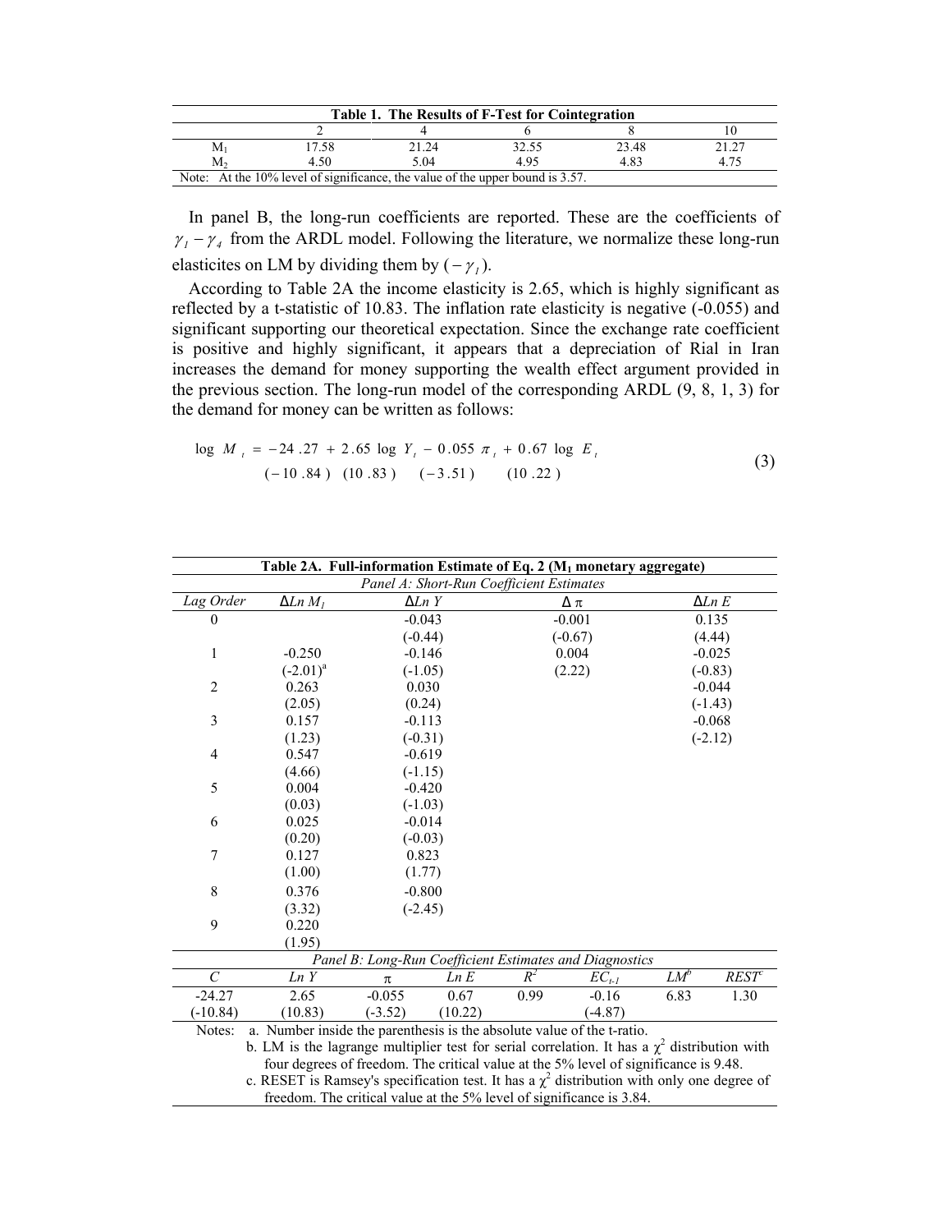| Table 1. The Results of F-Test for Cointegration | | | | | |
|---|---|---|---|---|---|
| | 2 | 4 | 6 | 8 | 10 |
| $M_1$ | 17.58 | 21.24 | 32.55 | 23.48 | 21.27 |
| $M_2$ | 4.50 | 5.04 | 4.95 | 4.83 | 4.75 |

Note: At the 10% level of significance, the value of the upper bound is 3.57.

In panel B, the long-run coefficients are reported. These are the coefficients of $\gamma_1 - \gamma_4$ from the ARDL model. Following the literature, we normalize these long-run elasticites on LM by dividing them by ($-\gamma_1$).

According to Table 2A the income elasticity is 2.65, which is highly significant as reflected by a t-statistic of 10.83. The inflation rate elasticity is negative (-0.055) and significant supporting our theoretical expectation. Since the exchange rate coefficient is positive and highly significant, it appears that a depreciation of Rial in Iran increases the demand for money supporting the wealth effect argument provided in the previous section. The long-run model of the corresponding ARDL (9, 8, 1, 3) for the demand for money can be written as follows:

$$\underset{}{\log M_t} = \underset{(-10.84)}{-24.27} + \underset{(10.83)}{2.65 \log Y_t} - \underset{(-3.51)}{0.055\, \pi_t} + \underset{(10.22)}{0.67 \log E_t} \tag{3}$$

**Table 2A. Full-information Estimate of Eq. 2 ($M_1$ monetary aggregate)**

*Panel A: Short-Run Coefficient Estimates*

| Lag Order | $\Delta Ln\ M_1$ | $\Delta Ln\ Y$ | $\Delta\ \pi$ | $\Delta Ln\ E$ |
|---|---|---|---|---|
| 0 | | -0.043 | -0.001 | 0.135 |
| | | (-0.44) | (-0.67) | (4.44) |
| 1 | -0.250 | -0.146 | 0.004 | -0.025 |
| | (-2.01)[a] | (-1.05) | (2.22) | (-0.83) |
| 2 | 0.263 | 0.030 | | -0.044 |
| | (2.05) | (0.24) | | (-1.43) |
| 3 | 0.157 | -0.113 | | -0.068 |
| | (1.23) | (-0.31) | | (-2.12) |
| 4 | 0.547 | -0.619 | | |
| | (4.66) | (-1.15) | | |
| 5 | 0.004 | -0.420 | | |
| | (0.03) | (-1.03) | | |
| 6 | 0.025 | -0.014 | | |
| | (0.20) | (-0.03) | | |
| 7 | 0.127 | 0.823 | | |
| | (1.00) | (1.77) | | |
| 8 | 0.376 | -0.800 | | |
| | (3.32) | (-2.45) | | |
| 9 | 0.220 | | | |
| | (1.95) | | | |

*Panel B: Long-Run Coefficient Estimates and Diagnostics*

| $C$ | $Ln\ Y$ | $\pi$ | $Ln\ E$ | $R^2$ | $EC_{t-1}$ | $LM$[b] | $REST$[c] |
|---|---|---|---|---|---|---|---|
| -24.27 | 2.65 | -0.055 | 0.67 | 0.99 | -0.16 | 6.83 | 1.30 |
| (-10.84) | (10.83) | (-3.52) | (10.22) | | (-4.87) | | |

Notes:
a. Number inside the parenthesis is the absolute value of the t-ratio.
b. LM is the lagrange multiplier test for serial correlation. It has a $\chi^2$ distribution with four degrees of freedom. The critical value at the 5% level of significance is 9.48.
c. RESET is Ramsey's specification test. It has a $\chi^2$ distribution with only one degree of freedom. The critical value at the 5% level of significance is 3.84.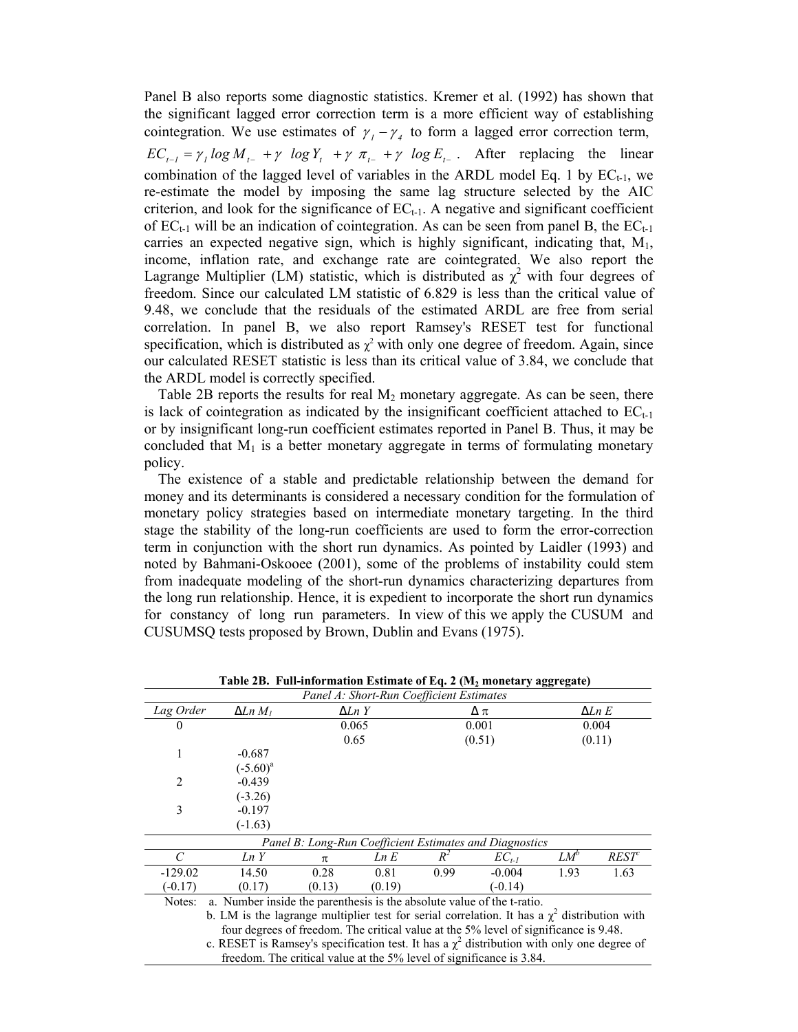Panel B also reports some diagnostic statistics. Kremer et al. (1992) has shown that the significant lagged error correction term is a more efficient way of establishing cointegration. We use estimates of $\gamma_1 - \gamma_4$ to form a lagged error correction term, $EC_{t-1} = \gamma_1 \log M_{t-} + \gamma \ \log Y_t \ + \gamma \ \pi_{t-} + \gamma \ \log E_{t-}$. After replacing the linear combination of the lagged level of variables in the ARDL model Eq. 1 by $EC_{t-1}$, we re-estimate the model by imposing the same lag structure selected by the AIC criterion, and look for the significance of $EC_{t-1}$. A negative and significant coefficient of $EC_{t-1}$ will be an indication of cointegration. As can be seen from panel B, the $EC_{t-1}$ carries an expected negative sign, which is highly significant, indicating that, $M_1$, income, inflation rate, and exchange rate are cointegrated. We also report the Lagrange Multiplier (LM) statistic, which is distributed as $\chi^2$ with four degrees of freedom. Since our calculated LM statistic of 6.829 is less than the critical value of 9.48, we conclude that the residuals of the estimated ARDL are free from serial correlation. In panel B, we also report Ramsey's RESET test for functional specification, which is distributed as $\chi^2$ with only one degree of freedom. Again, since our calculated RESET statistic is less than its critical value of 3.84, we conclude that the ARDL model is correctly specified.

Table 2B reports the results for real $M_2$ monetary aggregate. As can be seen, there is lack of cointegration as indicated by the insignificant coefficient attached to $EC_{t-1}$ or by insignificant long-run coefficient estimates reported in Panel B. Thus, it may be concluded that $M_1$ is a better monetary aggregate in terms of formulating monetary policy.

The existence of a stable and predictable relationship between the demand for money and its determinants is considered a necessary condition for the formulation of monetary policy strategies based on intermediate monetary targeting. In the third stage the stability of the long-run coefficients are used to form the error-correction term in conjunction with the short run dynamics. As pointed by Laidler (1993) and noted by Bahmani-Oskooee (2001), some of the problems of instability could stem from inadequate modeling of the short-run dynamics characterizing departures from the long run relationship. Hence, it is expedient to incorporate the short run dynamics for constancy of long run parameters. In view of this we apply the CUSUM and CUSUMSQ tests proposed by Brown, Dublin and Evans (1975).

**Table 2B. Full-information Estimate of Eq. 2 ($M_2$ monetary aggregate)**

*Panel A: Short-Run Coefficient Estimates*

| *Lag Order* | $\Delta Ln\ M_1$ | $\Delta Ln\ Y$ | $\Delta\ \pi$ | $\Delta Ln\ E$ |
|---|---|---|---|---|
| 0 | | 0.065 | 0.001 | 0.004 |
| | | 0.65 | (0.51) | (0.11) |
| 1 | -0.687 | | | |
| | (-5.60)[a] | | | |
| 2 | -0.439 | | | |
| | (-3.26) | | | |
| 3 | -0.197 | | | |
| | (-1.63) | | | |

*Panel B: Long-Run Coefficient Estimates and Diagnostics*

| *C* | *Ln Y* | $\pi$ | *Ln E* | $R^2$ | $EC_{t-1}$ | $LM^b$ | $REST^c$ |
|---|---|---|---|---|---|---|---|
| -129.02 | 14.50 | 0.28 | 0.81 | 0.99 | -0.004 | 1.93 | 1.63 |
| (-0.17) | (0.17) | (0.13) | (0.19) | | (-0.14) | | |

Notes: a. Number inside the parenthesis is the absolute value of the t-ratio.
b. LM is the lagrange multiplier test for serial correlation. It has a $\chi^2$ distribution with four degrees of freedom. The critical value at the 5% level of significance is 9.48.
c. RESET is Ramsey's specification test. It has a $\chi^2$ distribution with only one degree of freedom. The critical value at the 5% level of significance is 3.84.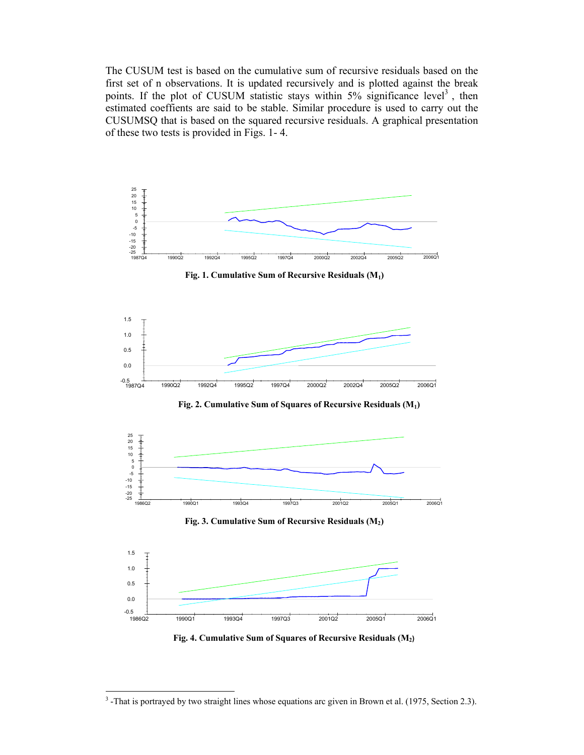The CUSUM test is based on the cumulative sum of recursive residuals based on the first set of n observations. It is updated recursively and is plotted against the break points. If the plot of CUSUM statistic stays within 5% significance level[3] , then estimated coeffients are said to be stable. Similar procedure is used to carry out the CUSUMSQ that is based on the squared recursive residuals. A graphical presentation of these two tests is provided in Figs. 1- 4.

**Fig. 1. Cumulative Sum of Recursive Residuals ($M_1$)**

**Fig. 2. Cumulative Sum of Squares of Recursive Residuals ($M_1$)**

**Fig. 3. Cumulative Sum of Recursive Residuals ($M_2$)**

**Fig. 4. Cumulative Sum of Squares of Recursive Residuals ($M_2$)**

---

[3] -That is portrayed by two straight lines whose equations arc given in Brown et al. (1975, Section 2.3).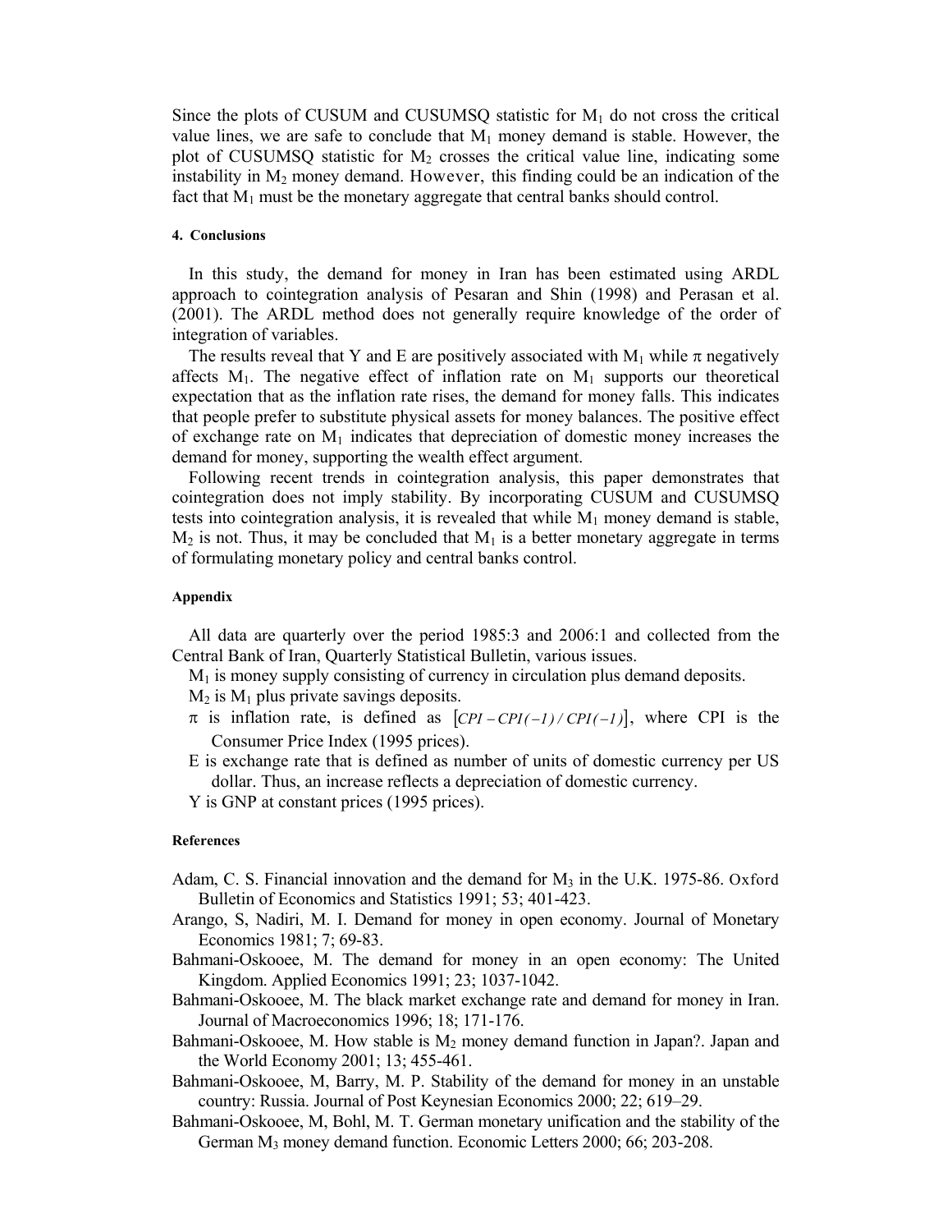Since the plots of CUSUM and CUSUMSQ statistic for $M_1$ do not cross the critical value lines, we are safe to conclude that $M_1$ money demand is stable. However, the plot of CUSUMSQ statistic for $M_2$ crosses the critical value line, indicating some instability in $M_2$ money demand. However, this finding could be an indication of the fact that $M_1$ must be the monetary aggregate that central banks should control.

#### 4. Conclusions

In this study, the demand for money in Iran has been estimated using ARDL approach to cointegration analysis of Pesaran and Shin (1998) and Perasan et al. (2001). The ARDL method does not generally require knowledge of the order of integration of variables.

The results reveal that Y and E are positively associated with $M_1$ while $\pi$ negatively affects $M_1$. The negative effect of inflation rate on $M_1$ supports our theoretical expectation that as the inflation rate rises, the demand for money falls. This indicates that people prefer to substitute physical assets for money balances. The positive effect of exchange rate on $M_1$ indicates that depreciation of domestic money increases the demand for money, supporting the wealth effect argument.

Following recent trends in cointegration analysis, this paper demonstrates that cointegration does not imply stability. By incorporating CUSUM and CUSUMSQ tests into cointegration analysis, it is revealed that while $M_1$ money demand is stable, $M_2$ is not. Thus, it may be concluded that $M_1$ is a better monetary aggregate in terms of formulating monetary policy and central banks control.

#### Appendix

All data are quarterly over the period 1985:3 and 2006:1 and collected from the Central Bank of Iran, Quarterly Statistical Bulletin, various issues.

$M_1$ is money supply consisting of currency in circulation plus demand deposits.

$M_2$ is $M_1$ plus private savings deposits.

$\pi$ is inflation rate, is defined as $[CPI - CPI(-1) / CPI(-1)]$, where CPI is the Consumer Price Index (1995 prices).

E is exchange rate that is defined as number of units of domestic currency per US dollar. Thus, an increase reflects a depreciation of domestic currency.

Y is GNP at constant prices (1995 prices).

#### References

Adam, C. S. Financial innovation and the demand for $M_3$ in the U.K. 1975-86. Oxford Bulletin of Economics and Statistics 1991; 53; 401-423.

Arango, S, Nadiri, M. I. Demand for money in open economy. Journal of Monetary Economics 1981; 7; 69-83.

Bahmani-Oskooee, M. The demand for money in an open economy: The United Kingdom. Applied Economics 1991; 23; 1037-1042.

Bahmani-Oskooee, M. The black market exchange rate and demand for money in Iran. Journal of Macroeconomics 1996; 18; 171-176.

Bahmani-Oskooee, M. How stable is $M_2$ money demand function in Japan?. Japan and the World Economy 2001; 13; 455-461.

Bahmani-Oskooee, M, Barry, M. P. Stability of the demand for money in an unstable country: Russia. Journal of Post Keynesian Economics 2000; 22; 619–29.

Bahmani-Oskooee, M, Bohl, M. T. German monetary unification and the stability of the German $M_3$ money demand function. Economic Letters 2000; 66; 203-208.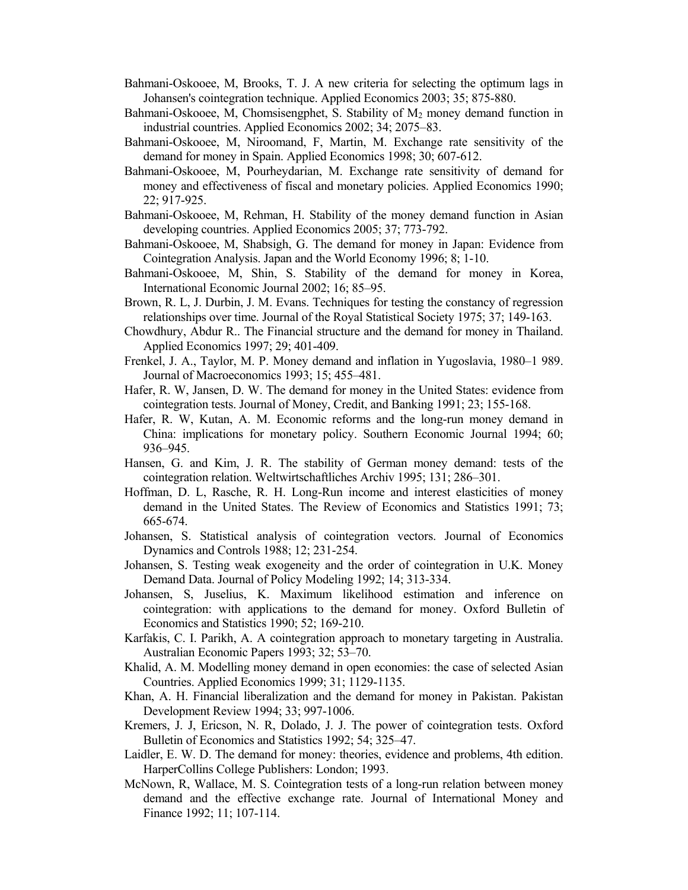Bahmani-Oskooee, M, Brooks, T. J. A new criteria for selecting the optimum lags in Johansen's cointegration technique. Applied Economics 2003; 35; 875-880.

Bahmani-Oskooee, M, Chomsisengphet, S. Stability of $M_2$ money demand function in industrial countries. Applied Economics 2002; 34; 2075–83.

Bahmani-Oskooee, M, Niroomand, F, Martin, M. Exchange rate sensitivity of the demand for money in Spain. Applied Economics 1998; 30; 607-612.

Bahmani-Oskooee, M, Pourheydarian, M. Exchange rate sensitivity of demand for money and effectiveness of fiscal and monetary policies. Applied Economics 1990; 22; 917-925.

Bahmani-Oskooee, M, Rehman, H. Stability of the money demand function in Asian developing countries. Applied Economics 2005; 37; 773-792.

Bahmani-Oskooee, M, Shabsigh, G. The demand for money in Japan: Evidence from Cointegration Analysis. Japan and the World Economy 1996; 8; 1-10.

Bahmani-Oskooee, M, Shin, S. Stability of the demand for money in Korea, International Economic Journal 2002; 16; 85–95.

Brown, R. L, J. Durbin, J. M. Evans. Techniques for testing the constancy of regression relationships over time. Journal of the Royal Statistical Society 1975; 37; 149-163.

Chowdhury, Abdur R.. The Financial structure and the demand for money in Thailand. Applied Economics 1997; 29; 401-409.

Frenkel, J. A., Taylor, M. P. Money demand and inflation in Yugoslavia, 1980–1 989. Journal of Macroeconomics 1993; 15; 455–481.

Hafer, R. W, Jansen, D. W. The demand for money in the United States: evidence from cointegration tests. Journal of Money, Credit, and Banking 1991; 23; 155-168.

Hafer, R. W, Kutan, A. M. Economic reforms and the long-run money demand in China: implications for monetary policy. Southern Economic Journal 1994; 60; 936–945.

Hansen, G. and Kim, J. R. The stability of German money demand: tests of the cointegration relation. Weltwirtschaftliches Archiv 1995; 131; 286–301.

Hoffman, D. L, Rasche, R. H. Long-Run income and interest elasticities of money demand in the United States. The Review of Economics and Statistics 1991; 73; 665-674.

Johansen, S. Statistical analysis of cointegration vectors. Journal of Economics Dynamics and Controls 1988; 12; 231-254.

Johansen, S. Testing weak exogeneity and the order of cointegration in U.K. Money Demand Data. Journal of Policy Modeling 1992; 14; 313-334.

Johansen, S, Juselius, K. Maximum likelihood estimation and inference on cointegration: with applications to the demand for money. Oxford Bulletin of Economics and Statistics 1990; 52; 169-210.

Karfakis, C. I. Parikh, A. A cointegration approach to monetary targeting in Australia. Australian Economic Papers 1993; 32; 53–70.

Khalid, A. M. Modelling money demand in open economies: the case of selected Asian Countries. Applied Economics 1999; 31; 1129-1135.

Khan, A. H. Financial liberalization and the demand for money in Pakistan. Pakistan Development Review 1994; 33; 997-1006.

Kremers, J. J, Ericson, N. R, Dolado, J. J. The power of cointegration tests. Oxford Bulletin of Economics and Statistics 1992; 54; 325–47.

Laidler, E. W. D. The demand for money: theories, evidence and problems, 4th edition. HarperCollins College Publishers: London; 1993.

McNown, R, Wallace, M. S. Cointegration tests of a long-run relation between money demand and the effective exchange rate. Journal of International Money and Finance 1992; 11; 107-114.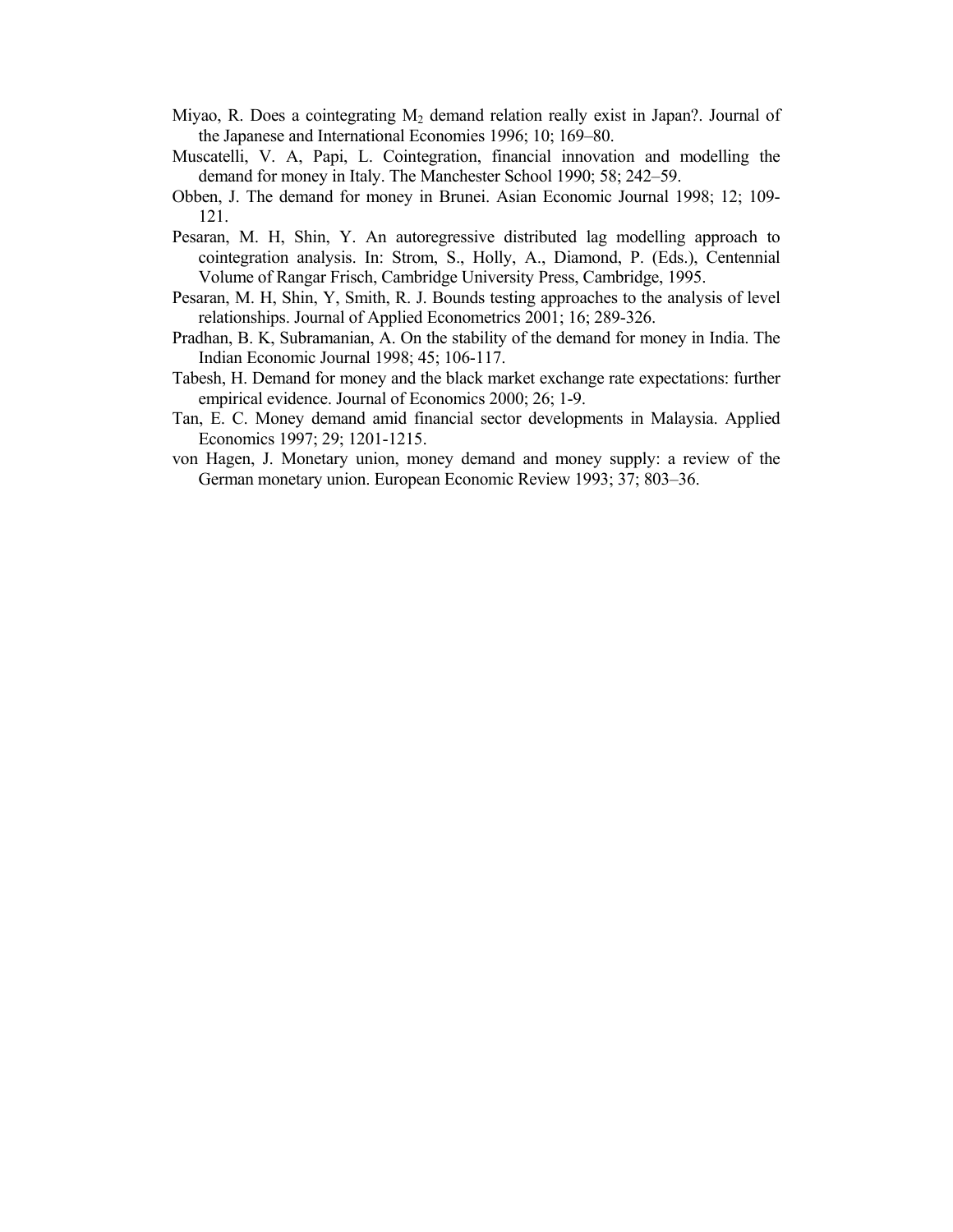Miyao, R. Does a cointegrating $M_2$ demand relation really exist in Japan?. Journal of the Japanese and International Economies 1996; 10; 169–80.

Muscatelli, V. A, Papi, L. Cointegration, financial innovation and modelling the demand for money in Italy. The Manchester School 1990; 58; 242–59.

Obben, J. The demand for money in Brunei. Asian Economic Journal 1998; 12; 109-121.

Pesaran, M. H, Shin, Y. An autoregressive distributed lag modelling approach to cointegration analysis. In: Strom, S., Holly, A., Diamond, P. (Eds.), Centennial Volume of Rangar Frisch, Cambridge University Press, Cambridge, 1995.

Pesaran, M. H, Shin, Y, Smith, R. J. Bounds testing approaches to the analysis of level relationships. Journal of Applied Econometrics 2001; 16; 289-326.

Pradhan, B. K, Subramanian, A. On the stability of the demand for money in India. The Indian Economic Journal 1998; 45; 106-117.

Tabesh, H. Demand for money and the black market exchange rate expectations: further empirical evidence. Journal of Economics 2000; 26; 1-9.

Tan, E. C. Money demand amid financial sector developments in Malaysia. Applied Economics 1997; 29; 1201-1215.

von Hagen, J. Monetary union, money demand and money supply: a review of the German monetary union. European Economic Review 1993; 37; 803–36.